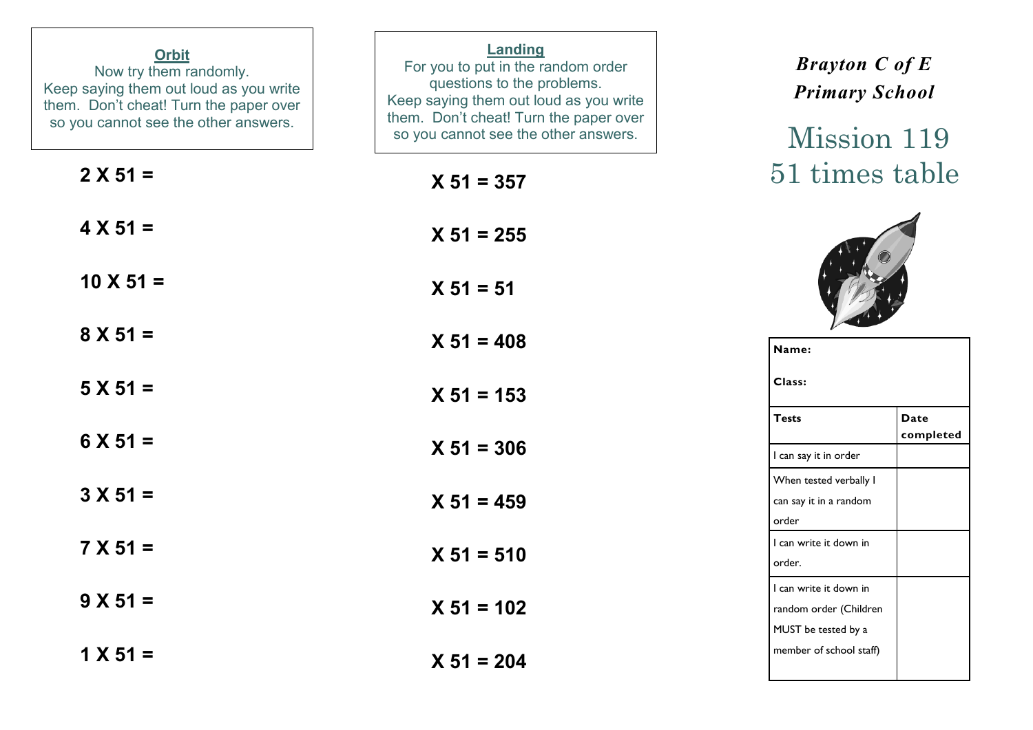## Orbit

Now try them randomly.
Keep saying them out loud as you write them. Don't cheat! Turn the paper over so you cannot see the other answers.

**2 X 51 =**

**4 X 51 =**

**10 X 51 =**

**8 X 51 =**

**5 X 51 =**

**6 X 51 =**

**3 X 51 =**

**7 X 51 =**

**9 X 51 =**

**1 X 51 =**

## Landing

For you to put in the random order questions to the problems.
Keep saying them out loud as you write them. Don't cheat! Turn the paper over so you cannot see the other answers.

**X 51 = 357**

**X 51 = 255**

**X 51 = 51**

**X 51 = 408**

**X 51 = 153**

**X 51 = 306**

**X 51 = 459**

**X 51 = 510**

**X 51 = 102**

**X 51 = 204**

***Brayton C of E Primary School***

# Mission 119
# 51 times table

| **Name:**<br><br>**Class:** | |
|---|---|
| **Tests** | **Date completed** |
| I can say it in order | |
| When tested verbally I can say it in a random order | |
| I can write it down in order. | |
| I can write it down in random order (Children MUST be tested by a member of school staff) | |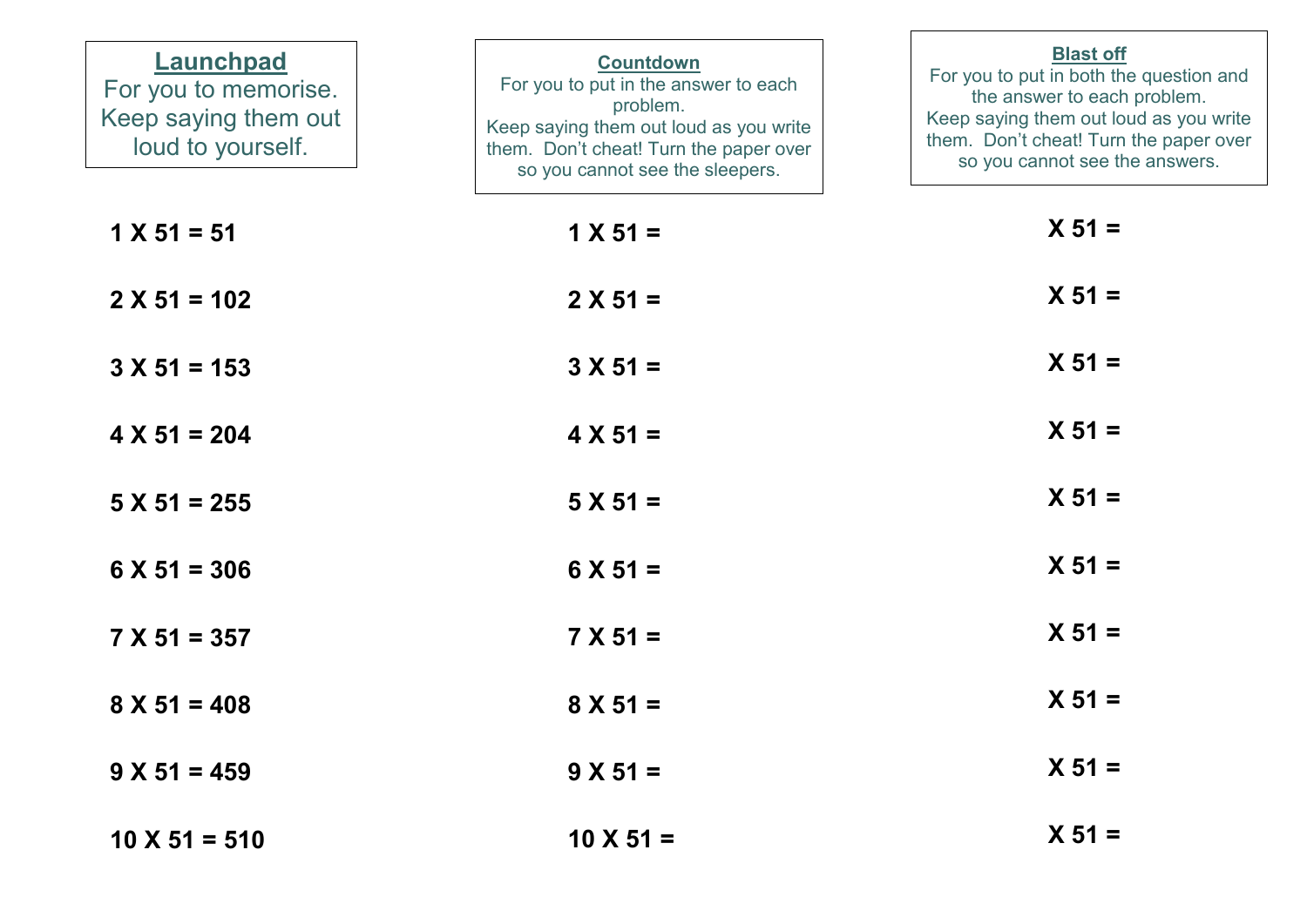| Launchpad<br>For you to memorise. Keep saying them out loud to yourself. | Countdown<br>For you to put in the answer to each problem. Keep saying them out loud as you write them. Don't cheat! Turn the paper over so you cannot see the sleepers. | Blast off<br>For you to put in both the question and the answer to each problem. Keep saying them out loud as you write them. Don't cheat! Turn the paper over so you cannot see the answers. |
|---|---|---|
| **1 X 51 = 51** | **1 X 51 =** | **X 51 =** |
| **2 X 51 = 102** | **2 X 51 =** | **X 51 =** |
| **3 X 51 = 153** | **3 X 51 =** | **X 51 =** |
| **4 X 51 = 204** | **4 X 51 =** | **X 51 =** |
| **5 X 51 = 255** | **5 X 51 =** | **X 51 =** |
| **6 X 51 = 306** | **6 X 51 =** | **X 51 =** |
| **7 X 51 = 357** | **7 X 51 =** | **X 51 =** |
| **8 X 51 = 408** | **8 X 51 =** | **X 51 =** |
| **9 X 51 = 459** | **9 X 51 =** | **X 51 =** |
| **10 X 51 = 510** | **10 X 51 =** | **X 51 =** |